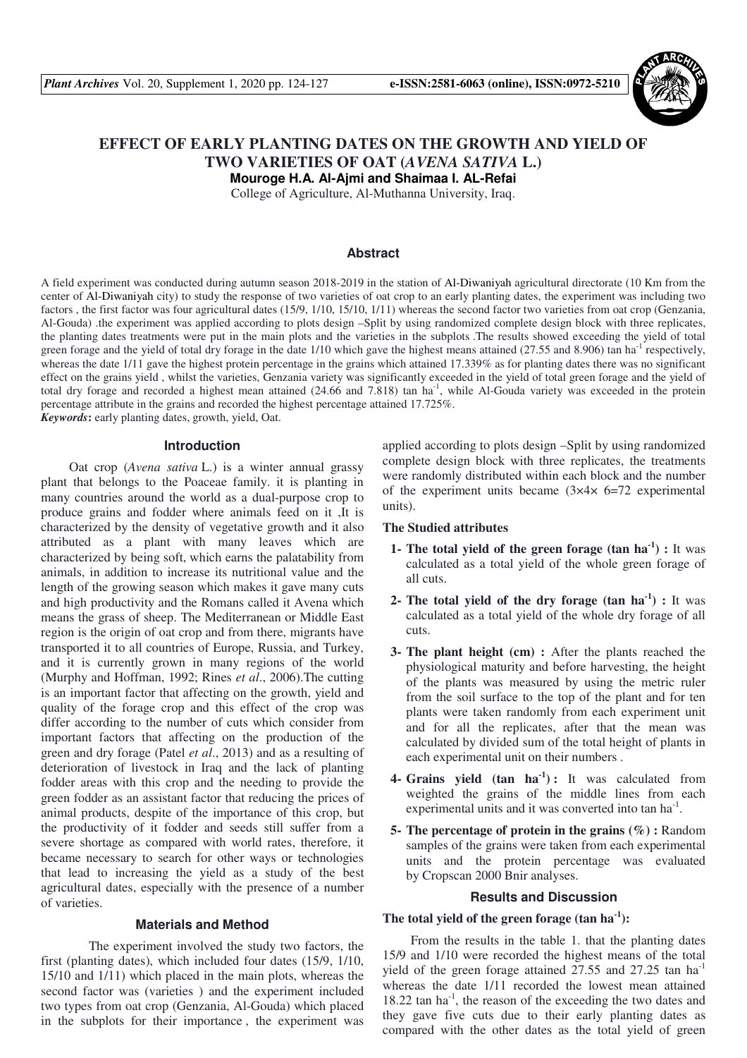# EFFECT OF EARLY PLANTING DATES ON THE GROWTH AND YIELD OF TWO VARIETIES OF OAT (*AVENA SATIVA* L.)

**Mouroge H.A. Al-Ajmi and Shaimaa I. AL-Refai**

College of Agriculture, Al-Muthanna University, Iraq.

## Abstract

A field experiment was conducted during autumn season 2018-2019 in the station of Al-Diwaniyah agricultural directorate (10 Km from the center of Al-Diwaniyah city) to study the response of two varieties of oat crop to an early planting dates, the experiment was including two factors , the first factor was four agricultural dates (15/9, 1/10, 15/10, 1/11) whereas the second factor two varieties from oat crop (Genzania, Al-Gouda) .the experiment was applied according to plots design –Split by using randomized complete design block with three replicates, the planting dates treatments were put in the main plots and the varieties in the subplots .The results showed exceeding the yield of total green forage and the yield of total dry forage in the date 1/10 which gave the highest means attained (27.55 and 8.906) tan ha$^{-1}$ respectively, whereas the date 1/11 gave the highest protein percentage in the grains which attained 17.339% as for planting dates there was no significant effect on the grains yield , whilst the varieties, Genzania variety was significantly exceeded in the yield of total green forage and the yield of total dry forage and recorded a highest mean attained (24.66 and 7.818) tan ha$^{-1}$, while Al-Gouda variety was exceeded in the protein percentage attribute in the grains and recorded the highest percentage attained 17.725%.

***Keywords*:** early planting dates, growth, yield, Oat.

## Introduction

Oat crop (*Avena sativa* L.) is a winter annual grassy plant that belongs to the Poaceae family. it is planting in many countries around the world as a dual-purpose crop to produce grains and fodder where animals feed on it ,It is characterized by the density of vegetative growth and it also attributed as a plant with many leaves which are characterized by being soft, which earns the palatability from animals, in addition to increase its nutritional value and the length of the growing season which makes it gave many cuts and high productivity and the Romans called it Avena which means the grass of sheep. The Mediterranean or Middle East region is the origin of oat crop and from there, migrants have transported it to all countries of Europe, Russia, and Turkey, and it is currently grown in many regions of the world (Murphy and Hoffman, 1992; Rines *et al*., 2006).The cutting is an important factor that affecting on the growth, yield and quality of the forage crop and this effect of the crop was differ according to the number of cuts which consider from important factors that affecting on the production of the green and dry forage (Patel *et al*., 2013) and as a resulting of deterioration of livestock in Iraq and the lack of planting fodder areas with this crop and the needing to provide the green fodder as an assistant factor that reducing the prices of animal products, despite of the importance of this crop, but the productivity of it fodder and seeds still suffer from a severe shortage as compared with world rates, therefore, it became necessary to search for other ways or technologies that lead to increasing the yield as a study of the best agricultural dates, especially with the presence of a number of varieties.

## Materials and Method

The experiment involved the study two factors, the first (planting dates), which included four dates (15/9, 1/10, 15/10 and 1/11) which placed in the main plots, whereas the second factor was (varieties ) and the experiment included two types from oat crop (Genzania, Al-Gouda) which placed in the subplots for their importance , the experiment was applied according to plots design –Split by using randomized complete design block with three replicates, the treatments were randomly distributed within each block and the number of the experiment units became (3×4× 6=72 experimental units).

### The Studied attributes

1. **The total yield of the green forage (tan ha$^{-1}$) :** It was calculated as a total yield of the whole green forage of all cuts.
2. **The total yield of the dry forage (tan ha$^{-1}$) :** It was calculated as a total yield of the whole dry forage of all cuts.
3. **The plant height (cm) :** After the plants reached the physiological maturity and before harvesting, the height of the plants was measured by using the metric ruler from the soil surface to the top of the plant and for ten plants were taken randomly from each experiment unit and for all the replicates, after that the mean was calculated by divided sum of the total height of plants in each experimental unit on their numbers .
4. **Grains yield (tan ha$^{-1}$) :** It was calculated from weighted the grains of the middle lines from each experimental units and it was converted into tan ha$^{-1}$.
5. **The percentage of protein in the grains (%) :** Random samples of the grains were taken from each experimental units and the protein percentage was evaluated by Cropscan 2000 Bnir analyses.

## Results and Discussion

### The total yield of the green forage (tan ha$^{-1}$):

From the results in the table 1. that the planting dates 15/9 and 1/10 were recorded the highest means of the total yield of the green forage attained 27.55 and 27.25 tan ha$^{-1}$ whereas the date 1/11 recorded the lowest mean attained 18.22 tan ha$^{-1}$, the reason of the exceeding the two dates and they gave five cuts due to their early planting dates as compared with the other dates as the total yield of green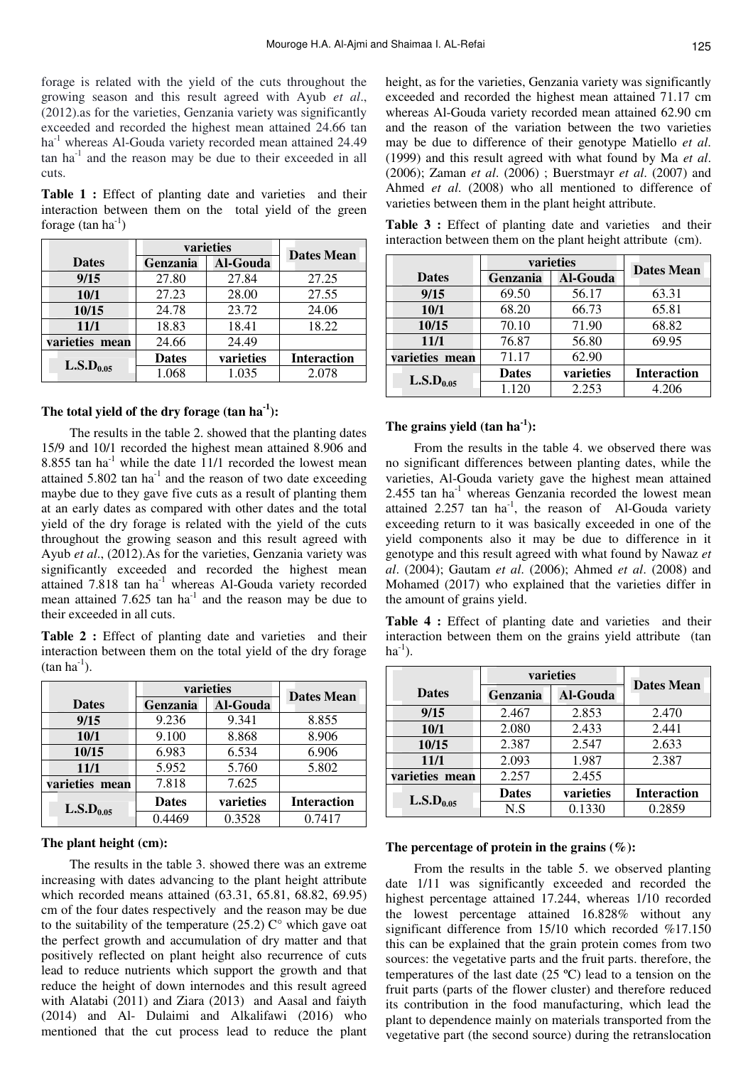forage is related with the yield of the cuts throughout the growing season and this result agreed with Ayub *et al*., (2012).as for the varieties, Genzania variety was significantly exceeded and recorded the highest mean attained 24.66 tan ha$^{-1}$ whereas Al-Gouda variety recorded mean attained 24.49 tan ha$^{-1}$ and the reason may be due to their exceeded in all cuts.

**Table 1 :** Effect of planting date and varieties and their interaction between them on the total yield of the green forage (tan ha$^{-1}$)

| Dates | varieties | | Dates Mean |
|---|---|---|---|
| | Genzania | Al-Gouda | |
| **9/15** | 27.80 | 27.84 | 27.25 |
| **10/1** | 27.23 | 28.00 | 27.55 |
| **10/15** | 24.78 | 23.72 | 24.06 |
| **11/1** | 18.83 | 18.41 | 18.22 |
| **varieties mean** | 24.66 | 24.49 | |
| **L.S.D$_{0.05}$** | Dates | varieties | Interaction |
| | 1.068 | 1.035 | 2.078 |

### The total yield of the dry forage (tan ha$^{-1}$):

The results in the table 2. showed that the planting dates 15/9 and 10/1 recorded the highest mean attained 8.906 and 8.855 tan ha$^{-1}$ while the date 11/1 recorded the lowest mean attained 5.802 tan ha$^{-1}$ and the reason of two date exceeding maybe due to they gave five cuts as a result of planting them at an early dates as compared with other dates and the total yield of the dry forage is related with the yield of the cuts throughout the growing season and this result agreed with Ayub *et al*., (2012).As for the varieties, Genzania variety was significantly exceeded and recorded the highest mean attained 7.818 tan ha$^{-1}$ whereas Al-Gouda variety recorded mean attained 7.625 tan ha$^{-1}$ and the reason may be due to their exceeded in all cuts.

**Table 2 :** Effect of planting date and varieties and their interaction between them on the total yield of the dry forage (tan ha$^{-1}$).

| Dates | varieties | | Dates Mean |
|---|---|---|---|
| | Genzania | Al-Gouda | |
| **9/15** | 9.236 | 9.341 | 8.855 |
| **10/1** | 9.100 | 8.868 | 8.906 |
| **10/15** | 6.983 | 6.534 | 6.906 |
| **11/1** | 5.952 | 5.760 | 5.802 |
| **varieties mean** | 7.818 | 7.625 | |
| **L.S.D$_{0.05}$** | Dates | varieties | Interaction |
| | 0.4469 | 0.3528 | 0.7417 |

### The plant height (cm):

The results in the table 3. showed there was an extreme increasing with dates advancing to the plant height attribute which recorded means attained (63.31, 65.81, 68.82, 69.95) cm of the four dates respectively and the reason may be due to the suitability of the temperature (25.2) C° which gave oat the perfect growth and accumulation of dry matter and that positively reflected on plant height also recurrence of cuts lead to reduce nutrients which support the growth and that reduce the height of down internodes and this result agreed with Alatabi (2011) and Ziara (2013) and Aasal and faiyth (2014) and Al- Dulaimi and Alkalifawi (2016) who mentioned that the cut process lead to reduce the plant height, as for the varieties, Genzania variety was significantly exceeded and recorded the highest mean attained 71.17 cm whereas Al-Gouda variety recorded mean attained 62.90 cm and the reason of the variation between the two varieties may be due to difference of their genotype Matiello *et al*. (1999) and this result agreed with what found by Ma *et al*. (2006); Zaman *et al*. (2006) ; Buerstmayr *et al*. (2007) and Ahmed *et al*. (2008) who all mentioned to difference of varieties between them in the plant height attribute.

**Table 3 :** Effect of planting date and varieties and their interaction between them on the plant height attribute (cm).

| Dates | varieties | | Dates Mean |
|---|---|---|---|
| | Genzania | Al-Gouda | |
| **9/15** | 69.50 | 56.17 | 63.31 |
| **10/1** | 68.20 | 66.73 | 65.81 |
| **10/15** | 70.10 | 71.90 | 68.82 |
| **11/1** | 76.87 | 56.80 | 69.95 |
| **varieties mean** | 71.17 | 62.90 | |
| **L.S.D$_{0.05}$** | Dates | varieties | Interaction |
| | 1.120 | 2.253 | 4.206 |

### The grains yield (tan ha$^{-1}$):

From the results in the table 4. we observed there was no significant differences between planting dates, while the varieties, Al-Gouda variety gave the highest mean attained 2.455 tan ha$^{-1}$ whereas Genzania recorded the lowest mean attained 2.257 tan ha$^{-1}$, the reason of Al-Gouda variety exceeding return to it was basically exceeded in one of the yield components also it may be due to difference in it genotype and this result agreed with what found by Nawaz *et al*. (2004); Gautam *et al*. (2006); Ahmed *et al*. (2008) and Mohamed (2017) who explained that the varieties differ in the amount of grains yield.

**Table 4 :** Effect of planting date and varieties and their interaction between them on the grains yield attribute (tan ha$^{-1}$).

| Dates | varieties | | Dates Mean |
|---|---|---|---|
| | Genzania | Al-Gouda | |
| **9/15** | 2.467 | 2.853 | 2.470 |
| **10/1** | 2.080 | 2.433 | 2.441 |
| **10/15** | 2.387 | 2.547 | 2.633 |
| **11/1** | 2.093 | 1.987 | 2.387 |
| **varieties mean** | 2.257 | 2.455 | |
| **L.S.D$_{0.05}$** | Dates | varieties | Interaction |
| | N.S | 0.1330 | 0.2859 |

### The percentage of protein in the grains (%):

From the results in the table 5. we observed planting date 1/11 was significantly exceeded and recorded the highest percentage attained 17.244, whereas 1/10 recorded the lowest percentage attained 16.828% without any significant difference from 15/10 which recorded %17.150 this can be explained that the grain protein comes from two sources: the vegetative parts and the fruit parts. therefore, the temperatures of the last date (25 ºC) lead to a tension on the fruit parts (parts of the flower cluster) and therefore reduced its contribution in the food manufacturing, which lead the plant to dependence mainly on materials transported from the vegetative part (the second source) during the retranslocation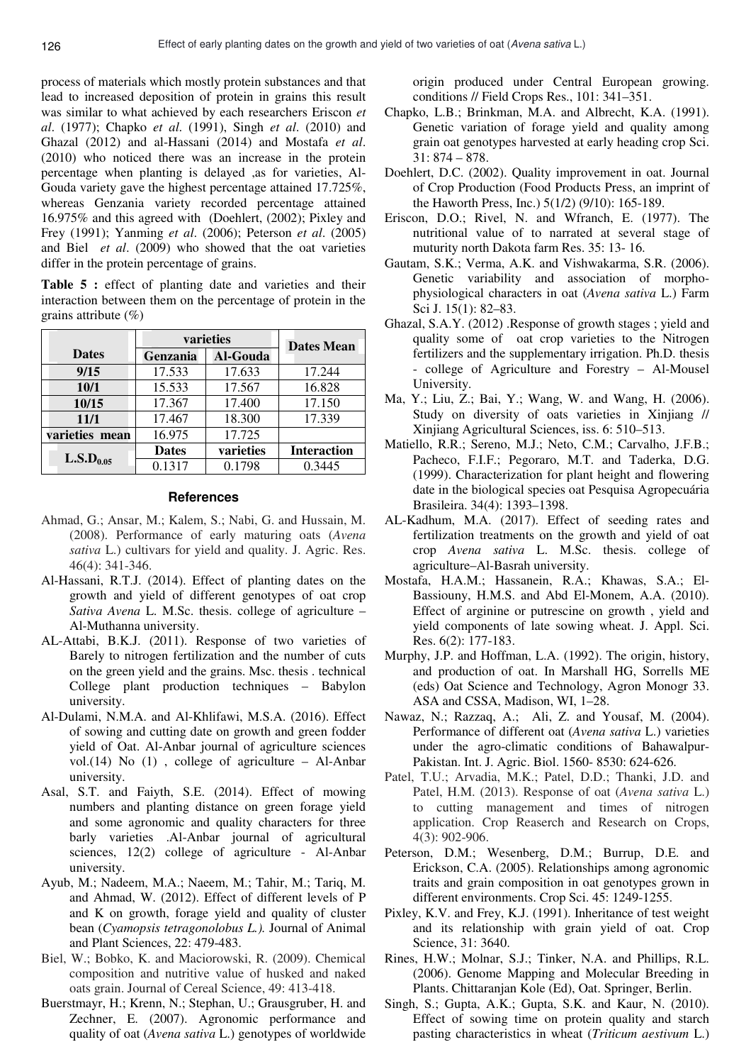process of materials which mostly protein substances and that lead to increased deposition of protein in grains this result was similar to what achieved by each researchers Eriscon *et al*. (1977); Chapko *et al*. (1991), Singh *et al*. (2010) and Ghazal (2012) and al-Hassani (2014) and Mostafa *et al*. (2010) who noticed there was an increase in the protein percentage when planting is delayed ,as for varieties, Al-Gouda variety gave the highest percentage attained 17.725%, whereas Genzania variety recorded percentage attained 16.975% and this agreed with (Doehlert, (2002); Pixley and Frey (1991); Yanming *et al*. (2006); Peterson *et al*. (2005) and Biel *et al*. (2009) who showed that the oat varieties differ in the protein percentage of grains.

**Table 5 :** effect of planting date and varieties and their interaction between them on the percentage of protein in the grains attribute (%)

| Dates | varieties | | Dates Mean |
|---|---|---|---|
| | Genzania | Al-Gouda | |
| 9/15 | 17.533 | 17.633 | 17.244 |
| 10/1 | 15.533 | 17.567 | 16.828 |
| 10/15 | 17.367 | 17.400 | 17.150 |
| 11/1 | 17.467 | 18.300 | 17.339 |
| varieties mean | 16.975 | 17.725 | |
| $L.S.D_{0.05}$ | Dates | varieties | Interaction |
| | 0.1317 | 0.1798 | 0.3445 |

## References

Ahmad, G.; Ansar, M.; Kalem, S.; Nabi, G. and Hussain, M. (2008). Performance of early maturing oats (*Avena sativa* L.) cultivars for yield and quality. J. Agric. Res. 46(4): 341-346.

Al-Hassani, R.T.J. (2014). Effect of planting dates on the growth and yield of different genotypes of oat crop *Sativa Avena* L. M.Sc. thesis. college of agriculture – Al-Muthanna university.

AL-Attabi, B.K.J. (2011). Response of two varieties of Barely to nitrogen fertilization and the number of cuts on the green yield and the grains. Msc. thesis . technical College plant production techniques – Babylon university.

Al-Dulami, N.M.A. and Al-Khlifawi, M.S.A. (2016). Effect of sowing and cutting date on growth and green fodder yield of Oat. Al-Anbar journal of agriculture sciences vol.(14) No (1) , college of agriculture – Al-Anbar university.

Asal, S.T. and Faiyth, S.E. (2014). Effect of mowing numbers and planting distance on green forage yield and some agronomic and quality characters for three barly varieties .Al-Anbar journal of agricultural sciences, 12(2) college of agriculture - Al-Anbar university.

Ayub, M.; Nadeem, M.A.; Naeem, M.; Tahir, M.; Tariq, M. and Ahmad, W. (2012). Effect of different levels of P and K on growth, forage yield and quality of cluster bean (*Cyamopsis tetragonolobus L.).* Journal of Animal and Plant Sciences, 22: 479-483.

Biel, W.; Bobko, K. and Maciorowski, R. (2009). Chemical composition and nutritive value of husked and naked oats grain. Journal of Cereal Science, 49: 413-418.

Buerstmayr, H.; Krenn, N.; Stephan, U.; Grausgruber, H. and Zechner, E. (2007). Agronomic performance and quality of oat (*Avena sativa* L.) genotypes of worldwide origin produced under Central European growing. conditions // Field Crops Res., 101: 341–351.

Chapko, L.B.; Brinkman, M.A. and Albrecht, K.A. (1991). Genetic variation of forage yield and quality among grain oat genotypes harvested at early heading crop Sci. 31: 874 – 878.

Doehlert, D.C. (2002). Quality improvement in oat. Journal of Crop Production (Food Products Press, an imprint of the Haworth Press, Inc.) 5(1/2) (9/10): 165-189.

Eriscon, D.O.; Rivel, N. and Wfranch, E. (1977). The nutritional value of to narrated at several stage of muturity north Dakota farm Res. 35: 13- 16.

Gautam, S.K.; Verma, A.K. and Vishwakarma, S.R. (2006). Genetic variability and association of morpho-physiological characters in oat (*Avena sativa* L.) Farm Sci J. 15(1): 82–83.

Ghazal, S.A.Y. (2012) .Response of growth stages ; yield and quality some of oat crop varieties to the Nitrogen fertilizers and the supplementary irrigation. Ph.D. thesis - college of Agriculture and Forestry – Al-Mousel University.

Ma, Y.; Liu, Z.; Bai, Y.; Wang, W. and Wang, H. (2006). Study on diversity of oats varieties in Xinjiang // Xinjiang Agricultural Sciences, iss. 6: 510–513.

Matiello, R.R.; Sereno, M.J.; Neto, C.M.; Carvalho, J.F.B.; Pacheco, F.I.F.; Pegoraro, M.T. and Taderka, D.G. (1999). Characterization for plant height and flowering date in the biological species oat Pesquisa Agropecuária Brasileira. 34(4): 1393–1398.

AL-Kadhum, M.A. (2017). Effect of seeding rates and fertilization treatments on the growth and yield of oat crop *Avena sativa* L. M.Sc. thesis. college of agriculture–Al-Basrah university.

Mostafa, H.A.M.; Hassanein, R.A.; Khawas, S.A.; El-Bassiouny, H.M.S. and Abd El-Monem, A.A. (2010). Effect of arginine or putrescine on growth , yield and yield components of late sowing wheat. J. Appl. Sci. Res. 6(2): 177-183.

Murphy, J.P. and Hoffman, L.A. (1992). The origin, history, and production of oat. In Marshall HG, Sorrells ME (eds) Oat Science and Technology, Agron Monogr 33. ASA and CSSA, Madison, WI, 1–28.

Nawaz, N.; Razzaq, A.; Ali, Z. and Yousaf, M. (2004). Performance of different oat (*Avena sativa* L.) varieties under the agro-climatic conditions of Bahawalpur-Pakistan. Int. J. Agric. Biol. 1560- 8530: 624-626.

Patel, T.U.; Arvadia, M.K.; Patel, D.D.; Thanki, J.D. and Patel, H.M. (2013). Response of oat (*Avena sativa* L.) to cutting management and times of nitrogen application. Crop Reaserch and Research on Crops, 4(3): 902-906.

Peterson, D.M.; Wesenberg, D.M.; Burrup, D.E. and Erickson, C.A. (2005). Relationships among agronomic traits and grain composition in oat genotypes grown in different environments. Crop Sci. 45: 1249-1255.

Pixley, K.V. and Frey, K.J. (1991). Inheritance of test weight and its relationship with grain yield of oat. Crop Science, 31: 3640.

Rines, H.W.; Molnar, S.J.; Tinker, N.A. and Phillips, R.L. (2006). Genome Mapping and Molecular Breeding in Plants. Chittaranjan Kole (Ed), Oat. Springer, Berlin.

Singh, S.; Gupta, A.K.; Gupta, S.K. and Kaur, N. (2010). Effect of sowing time on protein quality and starch pasting characteristics in wheat (*Triticum aestivum* L.)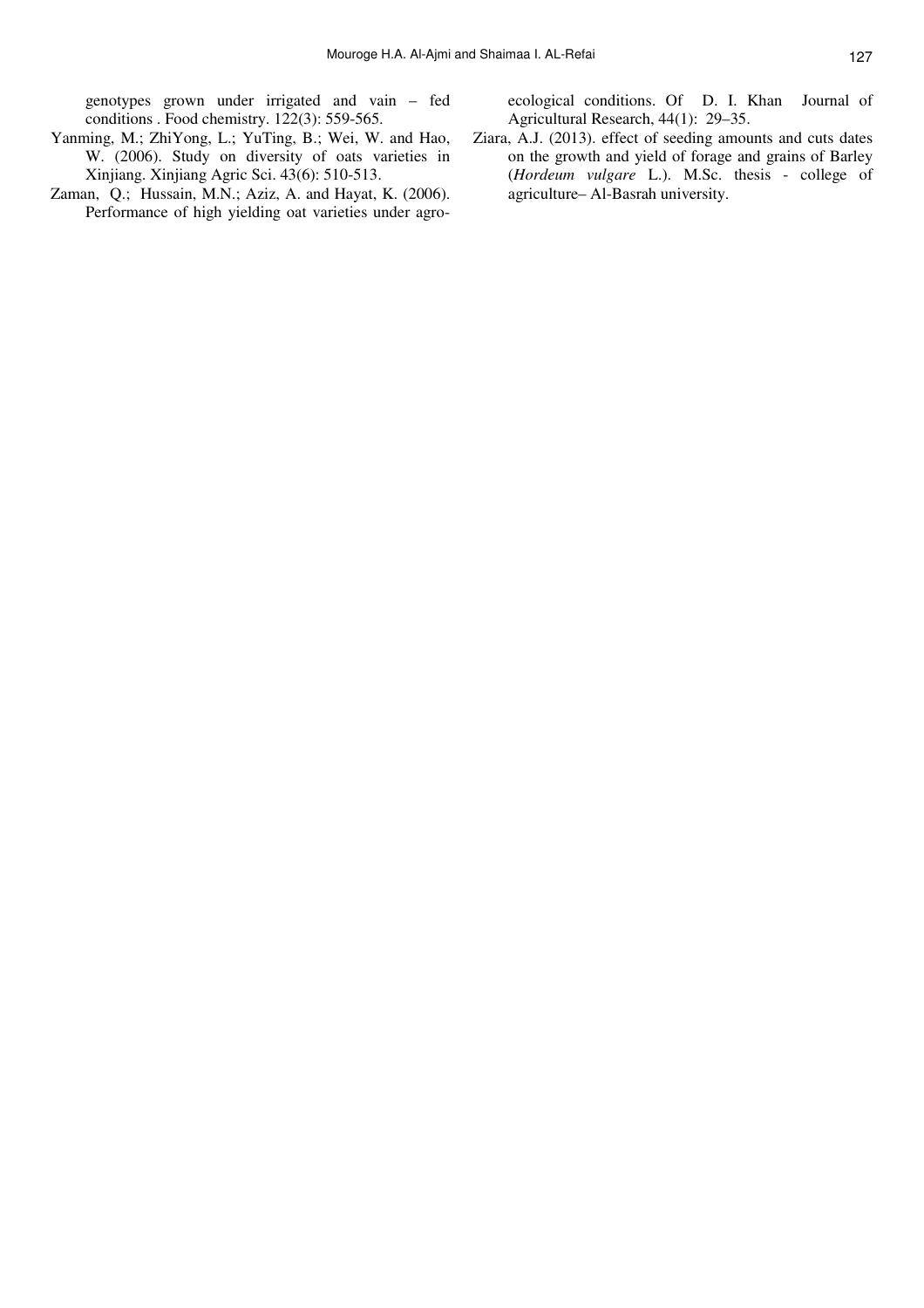genotypes grown under irrigated and vain – fed conditions . Food chemistry. 122(3): 559-565.

Yanming, M.; ZhiYong, L.; YuTing, B.; Wei, W. and Hao, W. (2006). Study on diversity of oats varieties in Xinjiang. Xinjiang Agric Sci. 43(6): 510-513.

Zaman, Q.; Hussain, M.N.; Aziz, A. and Hayat, K. (2006). Performance of high yielding oat varieties under agro-ecological conditions. Of D. I. Khan Journal of Agricultural Research, 44(1): 29–35.

Ziara, A.J. (2013). effect of seeding amounts and cuts dates on the growth and yield of forage and grains of Barley (*Hordeum vulgare* L.). M.Sc. thesis - college of agriculture– Al-Basrah university.